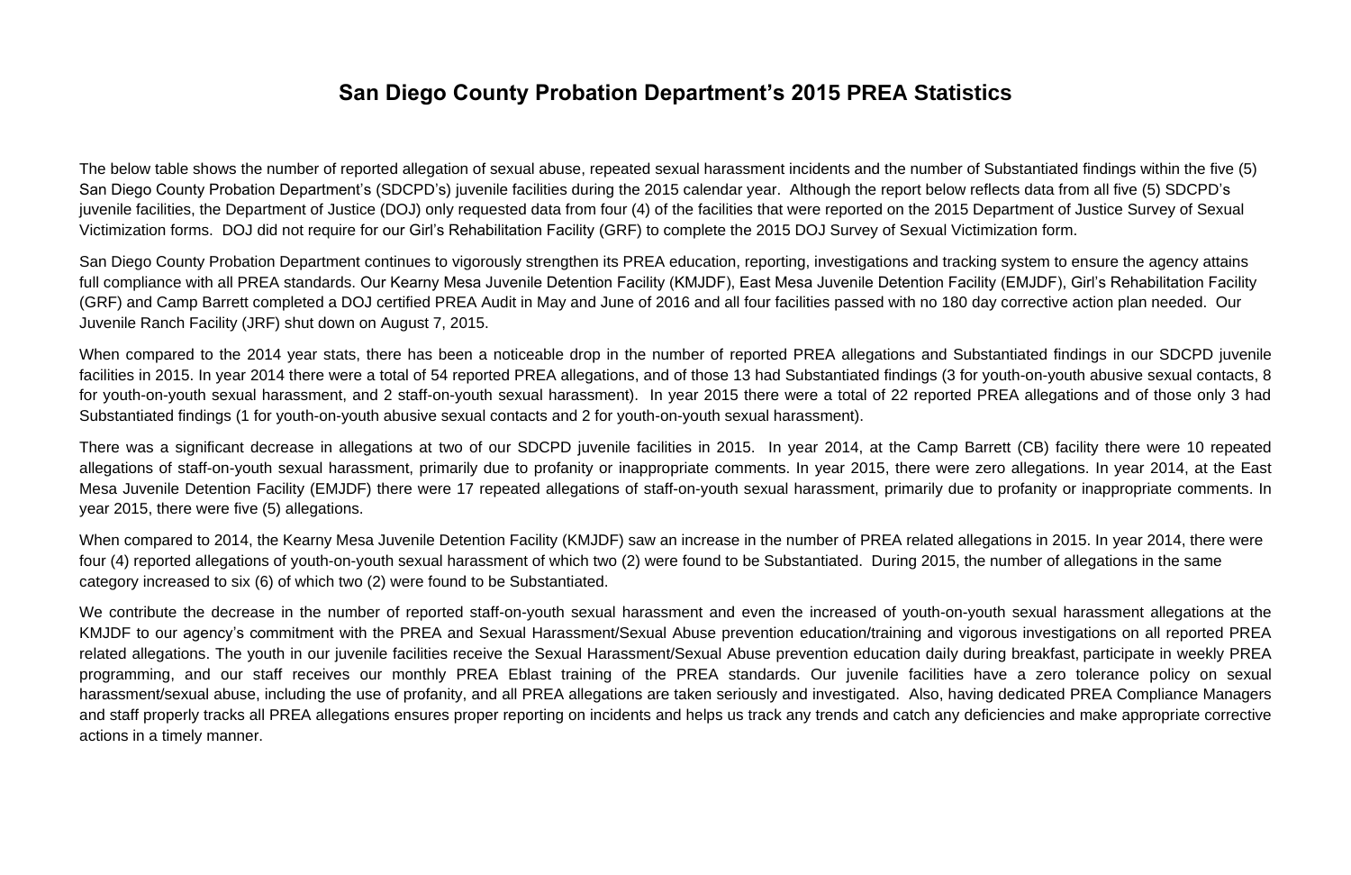# San Diego County Probation Department's 2015 PREA Statistics

The below table shows the number of reported allegation of sexual abuse, repeated sexual harassment incidents and the number of Substantiated findings within the five (5) San Diego County Probation Department's (SDCPD's) juvenile facilities during the 2015 calendar year. Although the report below reflects data from all five (5) SDCPD's juvenile facilities, the Department of Justice (DOJ) only requested data from four (4) of the facilities that were reported on the 2015 Department of Justice Survey of Sexual Victimization forms. DOJ did not require for our Girl's Rehabilitation Facility (GRF) to complete the 2015 DOJ Survey of Sexual Victimization form.

San Diego County Probation Department continues to vigorously strengthen its PREA education, reporting, investigations and tracking system to ensure the agency attains full compliance with all PREA standards. Our Kearny Mesa Juvenile Detention Facility (KMJDF), East Mesa Juvenile Detention Facility (EMJDF), Girl's Rehabilitation Facility (GRF) and Camp Barrett completed a DOJ certified PREA Audit in May and June of 2016 and all four facilities passed with no 180 day corrective action plan needed. Our Juvenile Ranch Facility (JRF) shut down on August 7, 2015.

When compared to the 2014 year stats, there has been a noticeable drop in the number of reported PREA allegations and Substantiated findings in our SDCPD juvenile facilities in 2015. In year 2014 there were a total of 54 reported PREA allegations, and of those 13 had Substantiated findings (3 for youth-on-youth abusive sexual contacts, 8 for youth-on-youth sexual harassment, and 2 staff-on-youth sexual harassment). In year 2015 there were a total of 22 reported PREA allegations and of those only 3 had Substantiated findings (1 for youth-on-youth abusive sexual contacts and 2 for youth-on-youth sexual harassment).

There was a significant decrease in allegations at two of our SDCPD juvenile facilities in 2015. In year 2014, at the Camp Barrett (CB) facility there were 10 repeated allegations of staff-on-youth sexual harassment, primarily due to profanity or inappropriate comments. In year 2015, there were zero allegations. In year 2014, at the East Mesa Juvenile Detention Facility (EMJDF) there were 17 repeated allegations of staff-on-youth sexual harassment, primarily due to profanity or inappropriate comments. In year 2015, there were five (5) allegations.

When compared to 2014, the Kearny Mesa Juvenile Detention Facility (KMJDF) saw an increase in the number of PREA related allegations in 2015. In year 2014, there were four (4) reported allegations of youth-on-youth sexual harassment of which two (2) were found to be Substantiated. During 2015, the number of allegations in the same category increased to six (6) of which two (2) were found to be Substantiated.

We contribute the decrease in the number of reported staff-on-youth sexual harassment and even the increased of youth-on-youth sexual harassment allegations at the KMJDF to our agency's commitment with the PREA and Sexual Harassment/Sexual Abuse prevention education/training and vigorous investigations on all reported PREA related allegations. The youth in our juvenile facilities receive the Sexual Harassment/Sexual Abuse prevention education daily during breakfast, participate in weekly PREA programming, and our staff receives our monthly PREA Eblast training of the PREA standards. Our juvenile facilities have a zero tolerance policy on sexual harassment/sexual abuse, including the use of profanity, and all PREA allegations are taken seriously and investigated. Also, having dedicated PREA Compliance Managers and staff properly tracks all PREA allegations ensures proper reporting on incidents and helps us track any trends and catch any deficiencies and make appropriate corrective actions in a timely manner.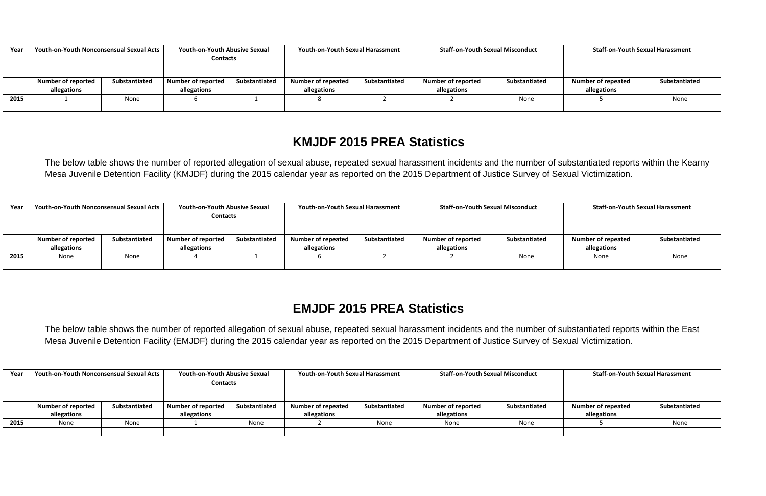| Year | Youth-on-Youth Nonconsensual Sexual Acts | | Youth-on-Youth Abusive Sexual Contacts | | Youth-on-Youth Sexual Harassment | | Staff-on-Youth Sexual Misconduct | | Staff-on-Youth Sexual Harassment | |
|---|---|---|---|---|---|---|---|---|---|---|
| | Number of reported allegations | Substantiated | Number of reported allegations | Substantiated | Number of repeated allegations | Substantiated | Number of reported allegations | Substantiated | Number of repeated allegations | Substantiated |
| 2015 | 1 | None | 6 | 1 | 8 | 2 | 2 | None | 5 | None |
| | | | | | | | | | | |

## KMJDF 2015 PREA Statistics

The below table shows the number of reported allegation of sexual abuse, repeated sexual harassment incidents and the number of substantiated reports within the Kearny Mesa Juvenile Detention Facility (KMJDF) during the 2015 calendar year as reported on the 2015 Department of Justice Survey of Sexual Victimization.

| Year | Youth-on-Youth Nonconsensual Sexual Acts | | Youth-on-Youth Abusive Sexual Contacts | | Youth-on-Youth Sexual Harassment | | Staff-on-Youth Sexual Misconduct | | Staff-on-Youth Sexual Harassment | |
|---|---|---|---|---|---|---|---|---|---|---|
| | Number of reported allegations | Substantiated | Number of reported allegations | Substantiated | Number of repeated allegations | Substantiated | Number of reported allegations | Substantiated | Number of repeated allegations | Substantiated |
| 2015 | None | None | 4 | 1 | 6 | 2 | 2 | None | None | None |
| | | | | | | | | | | |

## EMJDF 2015 PREA Statistics

The below table shows the number of reported allegation of sexual abuse, repeated sexual harassment incidents and the number of substantiated reports within the East Mesa Juvenile Detention Facility (EMJDF) during the 2015 calendar year as reported on the 2015 Department of Justice Survey of Sexual Victimization.

| Year | Youth-on-Youth Nonconsensual Sexual Acts | | Youth-on-Youth Abusive Sexual Contacts | | Youth-on-Youth Sexual Harassment | | Staff-on-Youth Sexual Misconduct | | Staff-on-Youth Sexual Harassment | |
|---|---|---|---|---|---|---|---|---|---|---|
| | Number of reported allegations | Substantiated | Number of reported allegations | Substantiated | Number of repeated allegations | Substantiated | Number of reported allegations | Substantiated | Number of repeated allegations | Substantiated |
| 2015 | None | None | 1 | None | 2 | None | None | None | 5 | None |
| | | | | | | | | | | |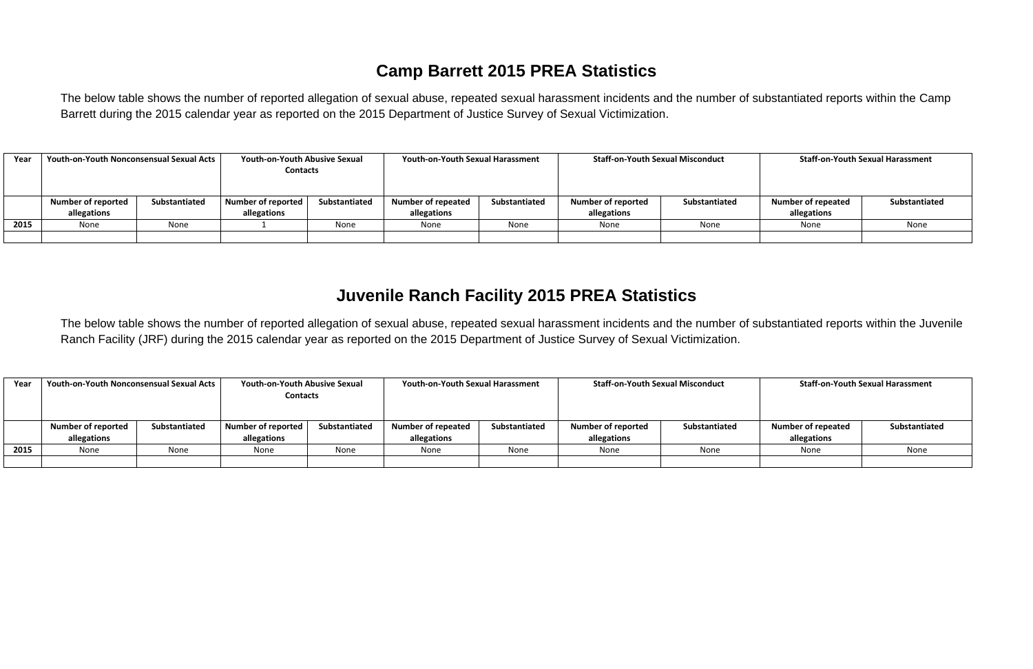## Camp Barrett 2015 PREA Statistics

The below table shows the number of reported allegation of sexual abuse, repeated sexual harassment incidents and the number of substantiated reports within the Camp Barrett during the 2015 calendar year as reported on the 2015 Department of Justice Survey of Sexual Victimization.

| Year | Youth-on-Youth Nonconsensual Sexual Acts | | Youth-on-Youth Abusive Sexual Contacts | | Youth-on-Youth Sexual Harassment | | Staff-on-Youth Sexual Misconduct | | Staff-on-Youth Sexual Harassment | |
|---|---|---|---|---|---|---|---|---|---|---|
| | Number of reported allegations | Substantiated | Number of reported allegations | Substantiated | Number of repeated allegations | Substantiated | Number of reported allegations | Substantiated | Number of repeated allegations | Substantiated |
| **2015** | None | None | 1 | None | None | None | None | None | None | None |
| | | | | | | | | | | |

## Juvenile Ranch Facility 2015 PREA Statistics

The below table shows the number of reported allegation of sexual abuse, repeated sexual harassment incidents and the number of substantiated reports within the Juvenile Ranch Facility (JRF) during the 2015 calendar year as reported on the 2015 Department of Justice Survey of Sexual Victimization.

| Year | Youth-on-Youth Nonconsensual Sexual Acts | | Youth-on-Youth Abusive Sexual Contacts | | Youth-on-Youth Sexual Harassment | | Staff-on-Youth Sexual Misconduct | | Staff-on-Youth Sexual Harassment | |
|---|---|---|---|---|---|---|---|---|---|---|
| | Number of reported allegations | Substantiated | Number of reported allegations | Substantiated | Number of repeated allegations | Substantiated | Number of reported allegations | Substantiated | Number of repeated allegations | Substantiated |
| **2015** | None | None | None | None | None | None | None | None | None | None |
| | | | | | | | | | | |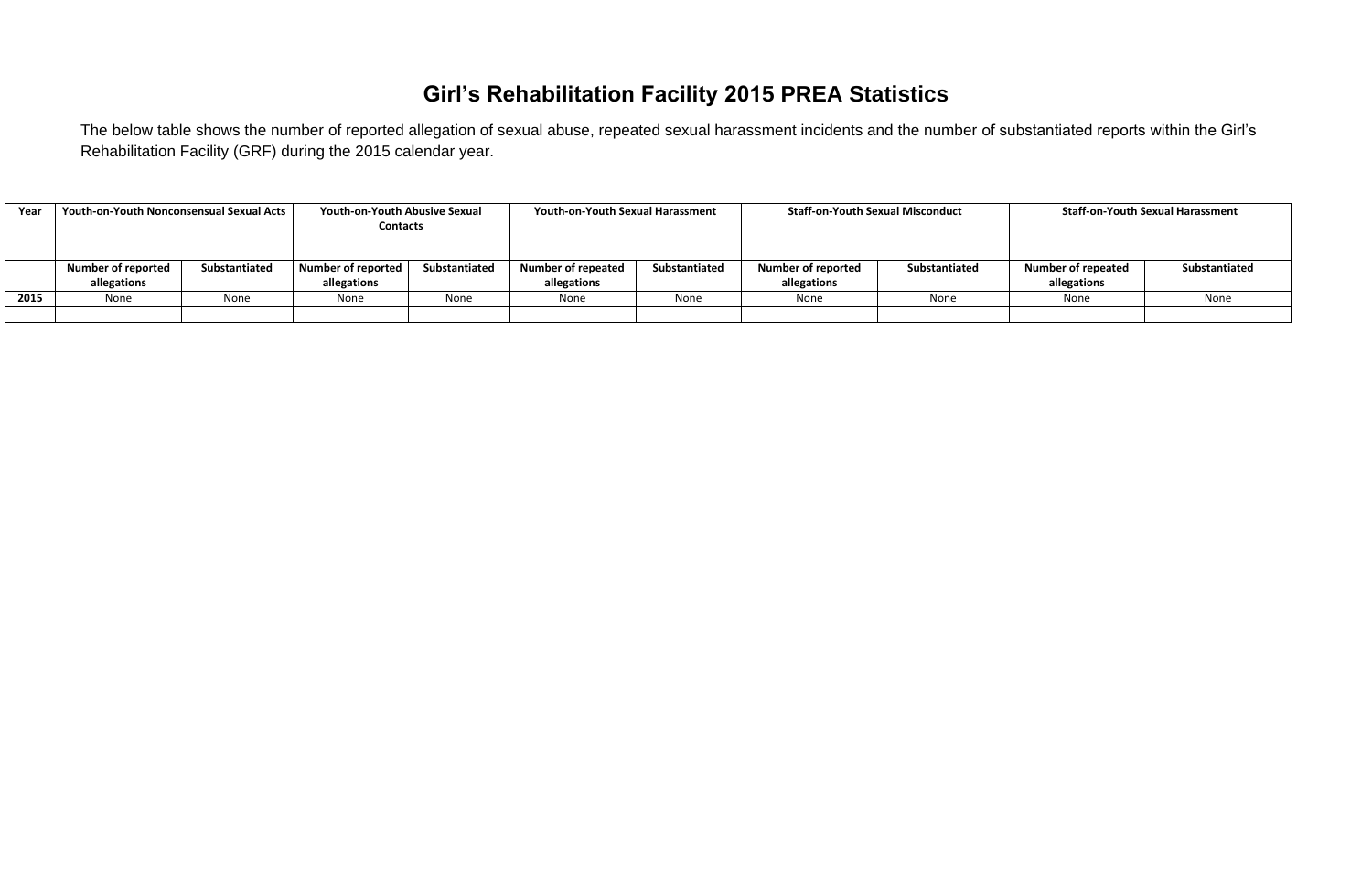# Girl's Rehabilitation Facility 2015 PREA Statistics

The below table shows the number of reported allegation of sexual abuse, repeated sexual harassment incidents and the number of substantiated reports within the Girl's Rehabilitation Facility (GRF) during the 2015 calendar year.

| Year | Youth-on-Youth Nonconsensual Sexual Acts | | Youth-on-Youth Abusive Sexual Contacts | | Youth-on-Youth Sexual Harassment | | Staff-on-Youth Sexual Misconduct | | Staff-on-Youth Sexual Harassment | |
|---|---|---|---|---|---|---|---|---|---|---|
| | **Number of reported allegations** | **Substantiated** | **Number of reported allegations** | **Substantiated** | **Number of repeated allegations** | **Substantiated** | **Number of reported allegations** | **Substantiated** | **Number of repeated allegations** | **Substantiated** |
| **2015** | None | None | None | None | None | None | None | None | None | None |
| | | | | | | | | | | |